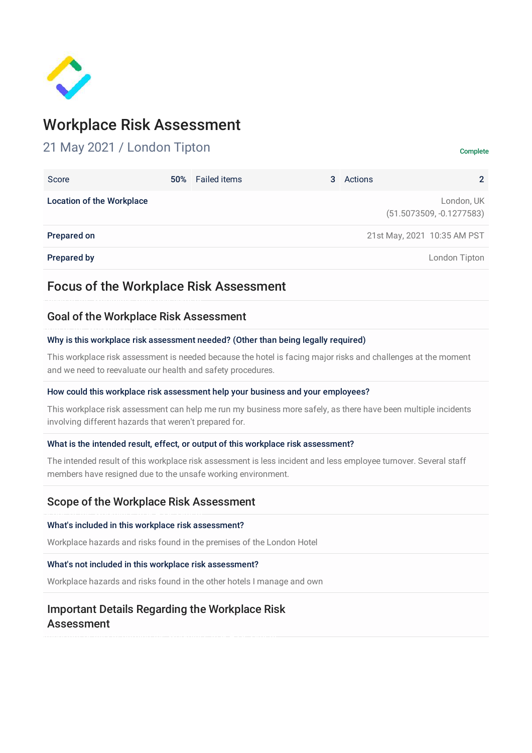# Workplace Risk Assessment

21 May 2021 / London Tipton

Complete

| Score | 50% | Failed items | 3 | Actions | 2 |
|---|---|---|---|---|---|

| | |
|---|---|
| **Location of the Workplace** | London, UK (51.5073509, -0.1277583) |
| **Prepared on** | 21st May, 2021 10:35 AM PST |
| **Prepared by** | London Tipton |

## Focus of the Workplace Risk Assessment

### Goal of the Workplace Risk Assessment

**Why is this workplace risk assessment needed? (Other than being legally required)**

This workplace risk assessment is needed because the hotel is facing major risks and challenges at the moment and we need to reevaluate our health and safety procedures.

**How could this workplace risk assessment help your business and your employees?**

This workplace risk assessment can help me run my business more safely, as there have been multiple incidents involving different hazards that weren't prepared for.

**What is the intended result, effect, or output of this workplace risk assessment?**

The intended result of this workplace risk assessment is less incident and less employee turnover. Several staff members have resigned due to the unsafe working environment.

### Scope of the Workplace Risk Assessment

**What's included in this workplace risk assessment?**

Workplace hazards and risks found in the premises of the London Hotel

**What's not included in this workplace risk assessment?**

Workplace hazards and risks found in the other hotels I manage and own

### Important Details Regarding the Workplace Risk Assessment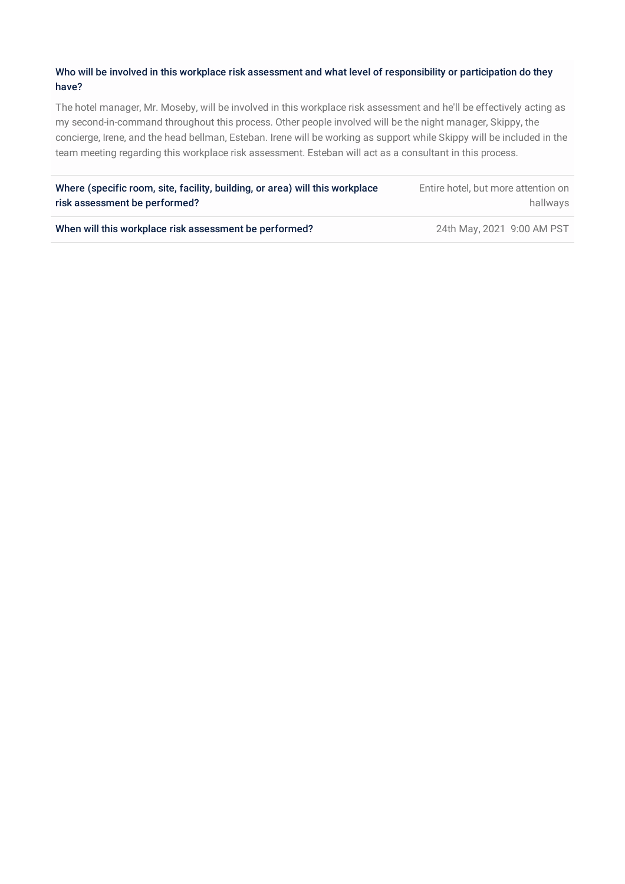**Who will be involved in this workplace risk assessment and what level of responsibility or participation do they have?**

The hotel manager, Mr. Moseby, will be involved in this workplace risk assessment and he'll be effectively acting as my second-in-command throughout this process. Other people involved will be the night manager, Skippy, the concierge, Irene, and the head bellman, Esteban. Irene will be working as support while Skippy will be included in the team meeting regarding this workplace risk assessment. Esteban will act as a consultant in this process.

| | |
|---|---|
| **Where (specific room, site, facility, building, or area) will this workplace risk assessment be performed?** | Entire hotel, but more attention on hallways |
| **When will this workplace risk assessment be performed?** | 24th May, 2021 9:00 AM PST |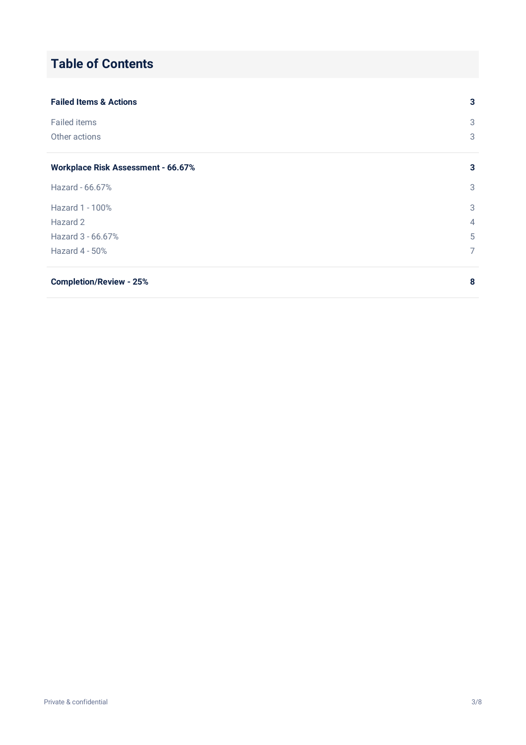## Table of Contents

| | |
|---|---|
| **Failed Items & Actions** | **3** |
| Failed items | 3 |
| Other actions | 3 |
| **Workplace Risk Assessment - 66.67%** | **3** |
| Hazard - 66.67% | 3 |
| Hazard 1 - 100% | 3 |
| Hazard 2 | 4 |
| Hazard 3 - 66.67% | 5 |
| Hazard 4 - 50% | 7 |
| **Completion/Review - 25%** | **8** |

Private & confidential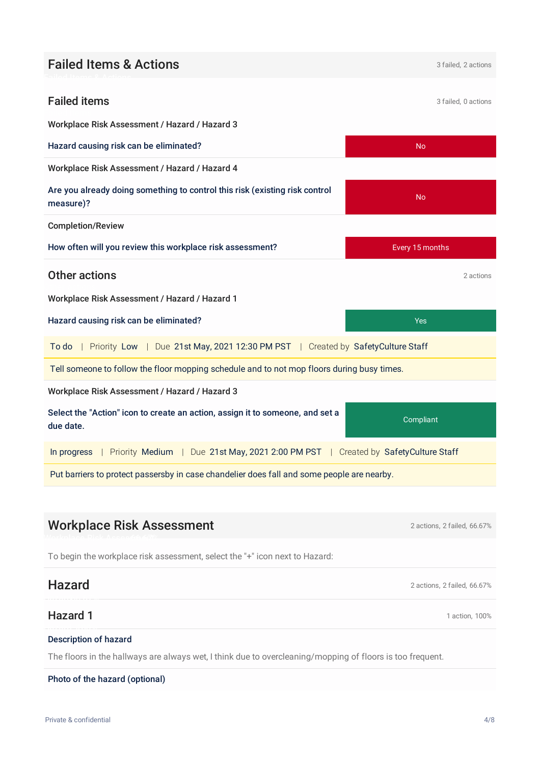## Failed Items & Actions

3 failed, 2 actions

### Failed items

3 failed, 0 actions

Workplace Risk Assessment / Hazard / Hazard 3

| Hazard causing risk can be eliminated? | No |
|---|---|

Workplace Risk Assessment / Hazard / Hazard 4

| Are you already doing something to control this risk (existing risk control measure)? | No |
|---|---|

Completion/Review

| How often will you review this workplace risk assessment? | Every 15 months |
|---|---|

### Other actions

2 actions

Workplace Risk Assessment / Hazard / Hazard 1

| Hazard causing risk can be eliminated? | Yes |
|---|---|

To do | Priority Low | Due 21st May, 2021 12:30 PM PST | Created by SafetyCulture Staff

Tell someone to follow the floor mopping schedule and to not mop floors during busy times.

Workplace Risk Assessment / Hazard / Hazard 3

| Select the "Action" icon to create an action, assign it to someone, and set a due date. | Compliant |
|---|---|

In progress | Priority Medium | Due 21st May, 2021 2:00 PM PST | Created by SafetyCulture Staff

Put barriers to protect passersby in case chandelier does fall and some people are nearby.

## Workplace Risk Assessment

2 actions, 2 failed, 66.67%

To begin the workplace risk assessment, select the "+" icon next to Hazard:

### Hazard

2 actions, 2 failed, 66.67%

### Hazard 1

1 action, 100%

**Description of hazard**

The floors in the hallways are always wet, I think due to overcleaning/mopping of floors is too frequent.

**Photo of the hazard (optional)**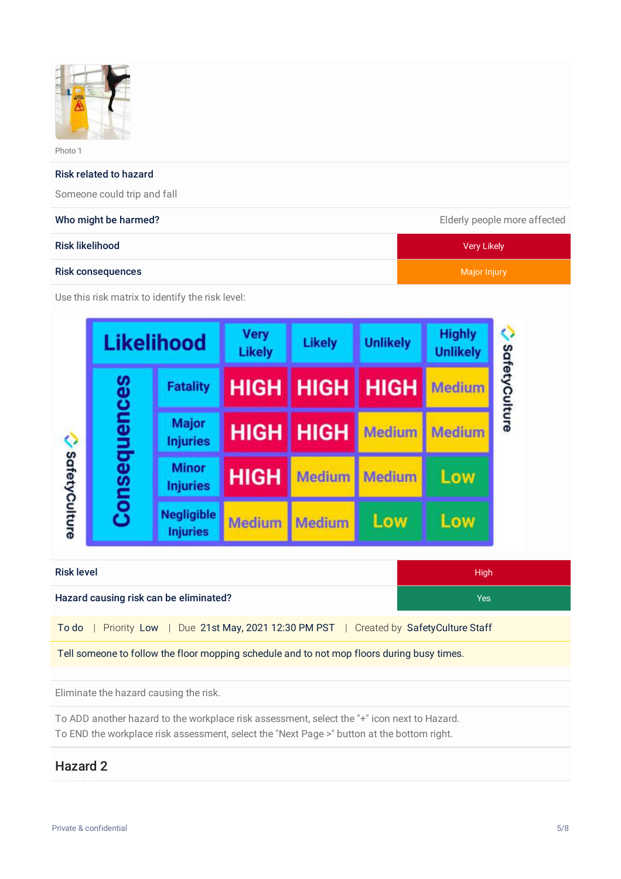Photo 1

**Risk related to hazard**

Someone could trip and fall

| | |
|---|---|
| **Who might be harmed?** | Elderly people more affected |
| **Risk likelihood** | Very Likely |
| **Risk consequences** | Major Injury |

Use this risk matrix to identify the risk level:

| Consequences \ Likelihood | Very Likely | Likely | Unlikely | Highly Unlikely |
|---|---|---|---|---|
| Fatality | HIGH | HIGH | HIGH | Medium |
| Major Injuries | HIGH | HIGH | Medium | Medium |
| Minor Injuries | HIGH | Medium | Medium | Low |
| Negligible Injuries | Medium | Medium | Low | Low |

| | |
|---|---|
| **Risk level** | High |
| **Hazard causing risk can be eliminated?** | Yes |

To do | Priority Low | Due 21st May, 2021 12:30 PM PST | Created by SafetyCulture Staff

Tell someone to follow the floor mopping schedule and to not mop floors during busy times.

Eliminate the hazard causing the risk.

To ADD another hazard to the workplace risk assessment, select the "+" icon next to Hazard.
To END the workplace risk assessment, select the "Next Page >" button at the bottom right.

## Hazard 2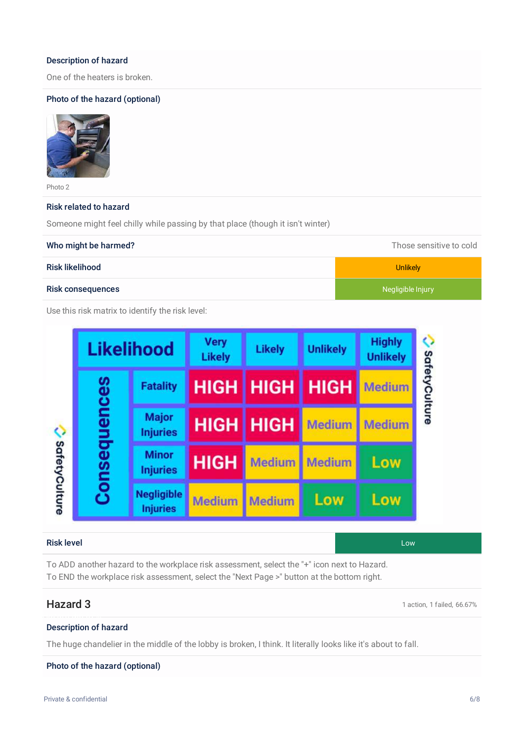**Description of hazard**

One of the heaters is broken.

**Photo of the hazard (optional)**

Photo 2

**Risk related to hazard**

Someone might feel chilly while passing by that place (though it isn't winter)

| | |
|---|---|
| **Who might be harmed?** | Those sensitive to cold |
| **Risk likelihood** | Unlikely |
| **Risk consequences** | Negligible Injury |

Use this risk matrix to identify the risk level:

| Consequences \ Likelihood | Very Likely | Likely | Unlikely | Highly Unlikely |
|---|---|---|---|---|
| Fatality | HIGH | HIGH | HIGH | Medium |
| Major Injuries | HIGH | HIGH | Medium | Medium |
| Minor Injuries | HIGH | Medium | Medium | Low |
| Negligible Injuries | Medium | Medium | Low | Low |

| | |
|---|---|
| **Risk level** | Low |

To ADD another hazard to the workplace risk assessment, select the "+" icon next to Hazard.
To END the workplace risk assessment, select the "Next Page >" button at the bottom right.

## Hazard 3

1 action, 1 failed, 66.67%

**Description of hazard**

The huge chandelier in the middle of the lobby is broken, I think. It literally looks like it's about to fall.

**Photo of the hazard (optional)**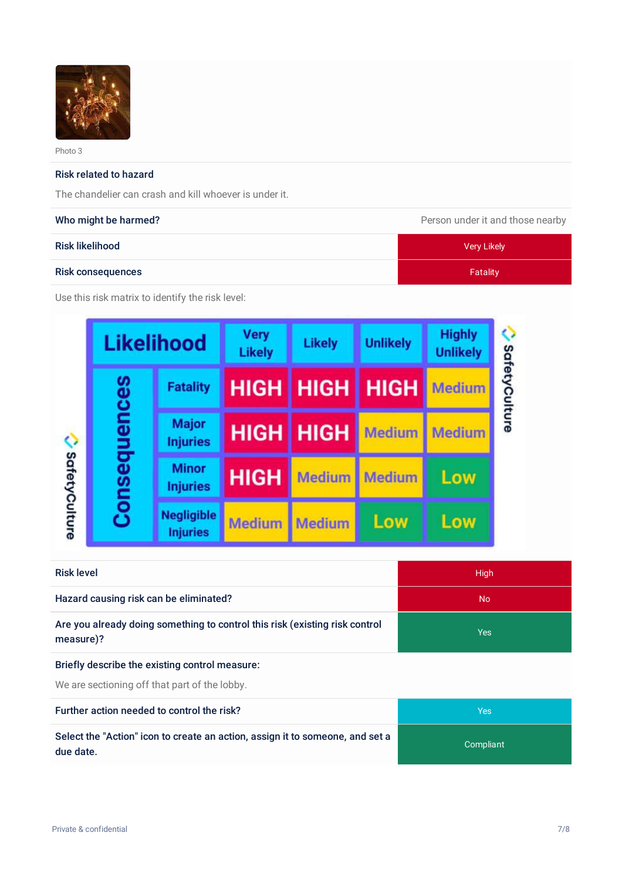Photo 3

**Risk related to hazard**

The chandelier can crash and kill whoever is under it.

| | |
|---|---|
| **Who might be harmed?** | Person under it and those nearby |
| **Risk likelihood** | Very Likely |
| **Risk consequences** | Fatality |

Use this risk matrix to identify the risk level:

| Likelihood / Consequences | Very Likely | Likely | Unlikely | Highly Unlikely |
|---|---|---|---|---|
| Fatality | HIGH | HIGH | HIGH | Medium |
| Major Injuries | HIGH | HIGH | Medium | Medium |
| Minor Injuries | HIGH | Medium | Medium | Low |
| Negligible Injuries | Medium | Medium | Low | Low |

SafetyCulture

| | |
|---|---|
| **Risk level** | High |
| **Hazard causing risk can be eliminated?** | No |
| **Are you already doing something to control this risk (existing risk control measure)?** | Yes |

**Briefly describe the existing control measure:**

We are sectioning off that part of the lobby.

| | |
|---|---|
| **Further action needed to control the risk?** | Yes |
| **Select the "Action" icon to create an action, assign it to someone, and set a due date.** | Compliant |

Private & confidential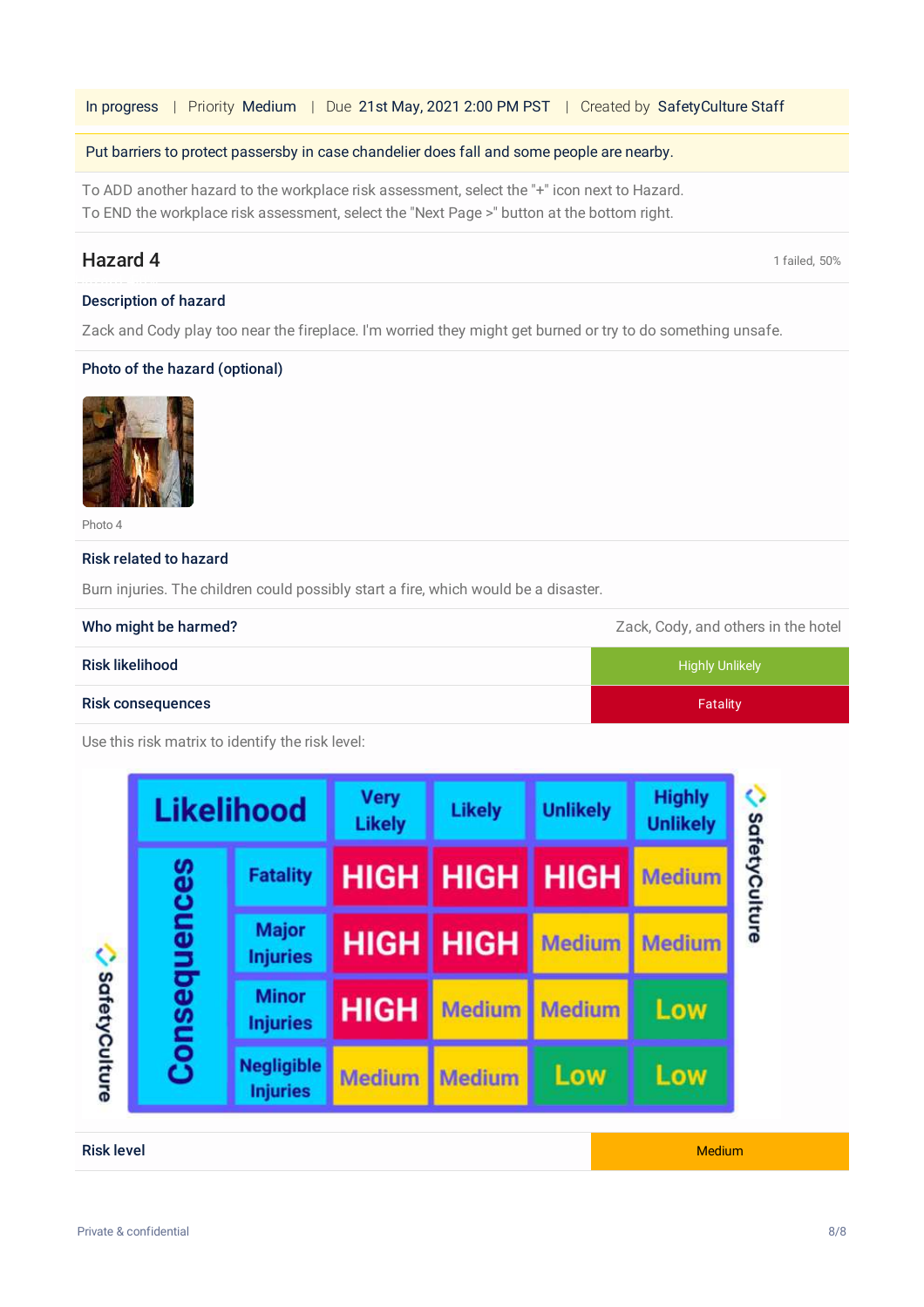In progress | Priority Medium | Due 21st May, 2021 2:00 PM PST | Created by SafetyCulture Staff

Put barriers to protect passersby in case chandelier does fall and some people are nearby.

To ADD another hazard to the workplace risk assessment, select the "+" icon next to Hazard.
To END the workplace risk assessment, select the "Next Page >" button at the bottom right.

## Hazard 4

1 failed, 50%

**Description of hazard**

Zack and Cody play too near the fireplace. I'm worried they might get burned or try to do something unsafe.

**Photo of the hazard (optional)**

Photo 4

**Risk related to hazard**

Burn injuries. The children could possibly start a fire, which would be a disaster.

| | |
|---|---|
| **Who might be harmed?** | Zack, Cody, and others in the hotel |
| **Risk likelihood** | Highly Unlikely |
| **Risk consequences** | Fatality |

Use this risk matrix to identify the risk level:

| Consequences \ Likelihood | Very Likely | Likely | Unlikely | Highly Unlikely |
|---|---|---|---|---|
| Fatality | HIGH | HIGH | HIGH | Medium |
| Major Injuries | HIGH | HIGH | Medium | Medium |
| Minor Injuries | HIGH | Medium | Medium | Low |
| Negligible Injuries | Medium | Medium | Low | Low |

| | |
|---|---|
| **Risk level** | Medium |

Private & confidential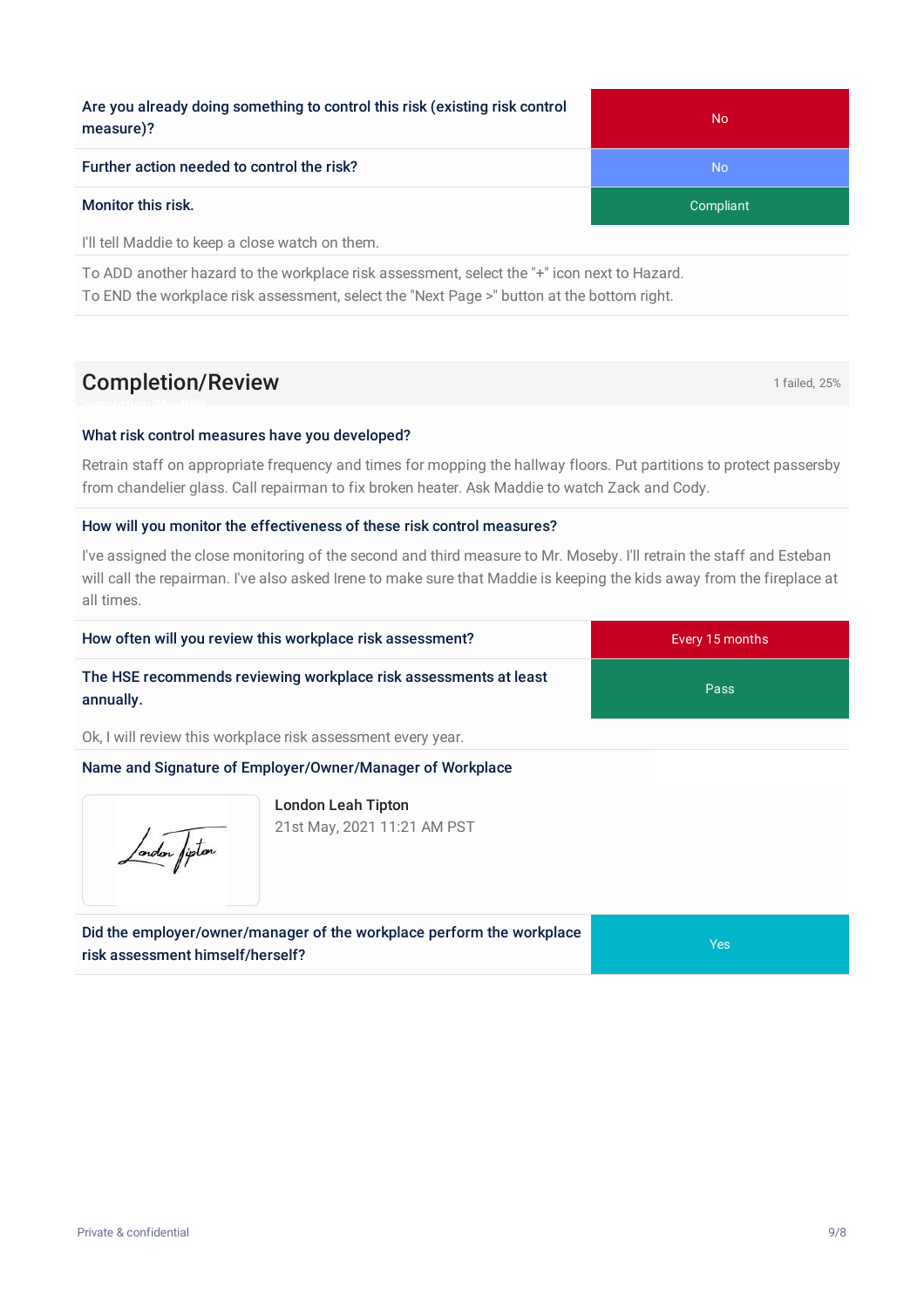| | |
|---|---|
| Are you already doing something to control this risk (existing risk control measure)? | No |
| Further action needed to control the risk? | No |
| Monitor this risk. | Compliant |

I'll tell Maddie to keep a close watch on them.

To ADD another hazard to the workplace risk assessment, select the "+" icon next to Hazard.
To END the workplace risk assessment, select the "Next Page >" button at the bottom right.

## Completion/Review

1 failed, 25%

**What risk control measures have you developed?**

Retrain staff on appropriate frequency and times for mopping the hallway floors. Put partitions to protect passersby from chandelier glass. Call repairman to fix broken heater. Ask Maddie to watch Zack and Cody.

**How will you monitor the effectiveness of these risk control measures?**

I've assigned the close monitoring of the second and third measure to Mr. Moseby. I'll retrain the staff and Esteban will call the repairman. I've also asked Irene to make sure that Maddie is keeping the kids away from the fireplace at all times.

| | |
|---|---|
| How often will you review this workplace risk assessment? | Every 15 months |
| The HSE recommends reviewing workplace risk assessments at least annually. | Pass |

Ok, I will review this workplace risk assessment every year.

**Name and Signature of Employer/Owner/Manager of Workplace**

London Leah Tipton
21st May, 2021 11:21 AM PST

| | |
|---|---|
| Did the employer/owner/manager of the workplace perform the workplace risk assessment himself/herself? | Yes |